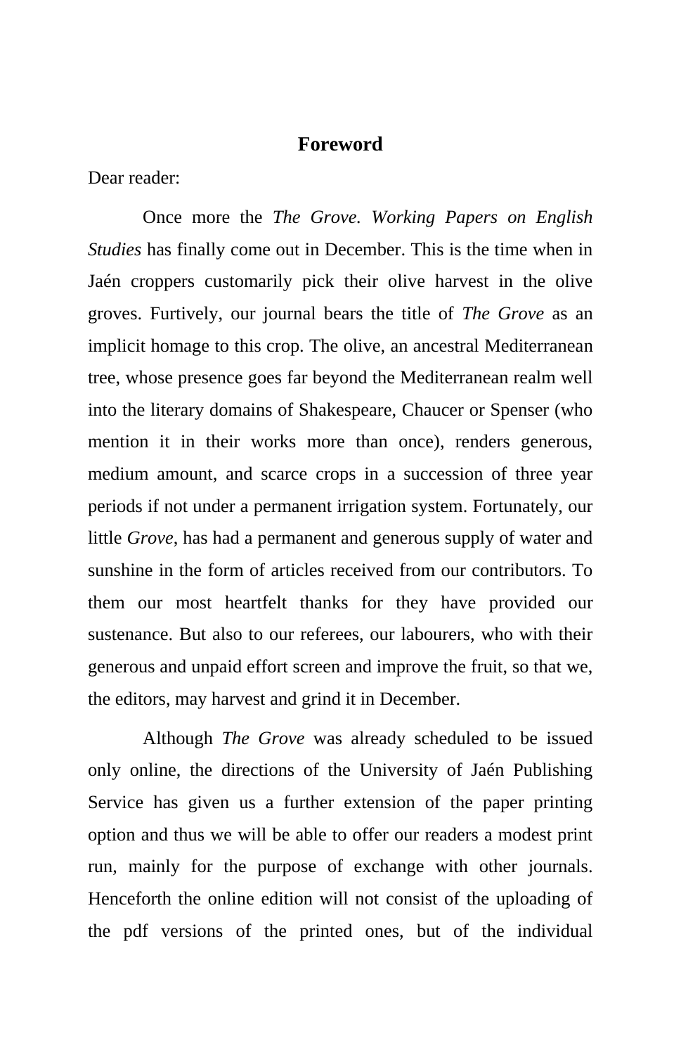# Foreword

Dear reader:

Once more the *The Grove. Working Papers on English Studies* has finally come out in December. This is the time when in Jaén croppers customarily pick their olive harvest in the olive groves. Furtively, our journal bears the title of *The Grove* as an implicit homage to this crop. The olive, an ancestral Mediterranean tree, whose presence goes far beyond the Mediterranean realm well into the literary domains of Shakespeare, Chaucer or Spenser (who mention it in their works more than once), renders generous, medium amount, and scarce crops in a succession of three year periods if not under a permanent irrigation system. Fortunately, our little *Grove*, has had a permanent and generous supply of water and sunshine in the form of articles received from our contributors. To them our most heartfelt thanks for they have provided our sustenance. But also to our referees, our labourers, who with their generous and unpaid effort screen and improve the fruit, so that we, the editors, may harvest and grind it in December.

Although *The Grove* was already scheduled to be issued only online, the directions of the University of Jaén Publishing Service has given us a further extension of the paper printing option and thus we will be able to offer our readers a modest print run, mainly for the purpose of exchange with other journals. Henceforth the online edition will not consist of the uploading of the pdf versions of the printed ones, but of the individual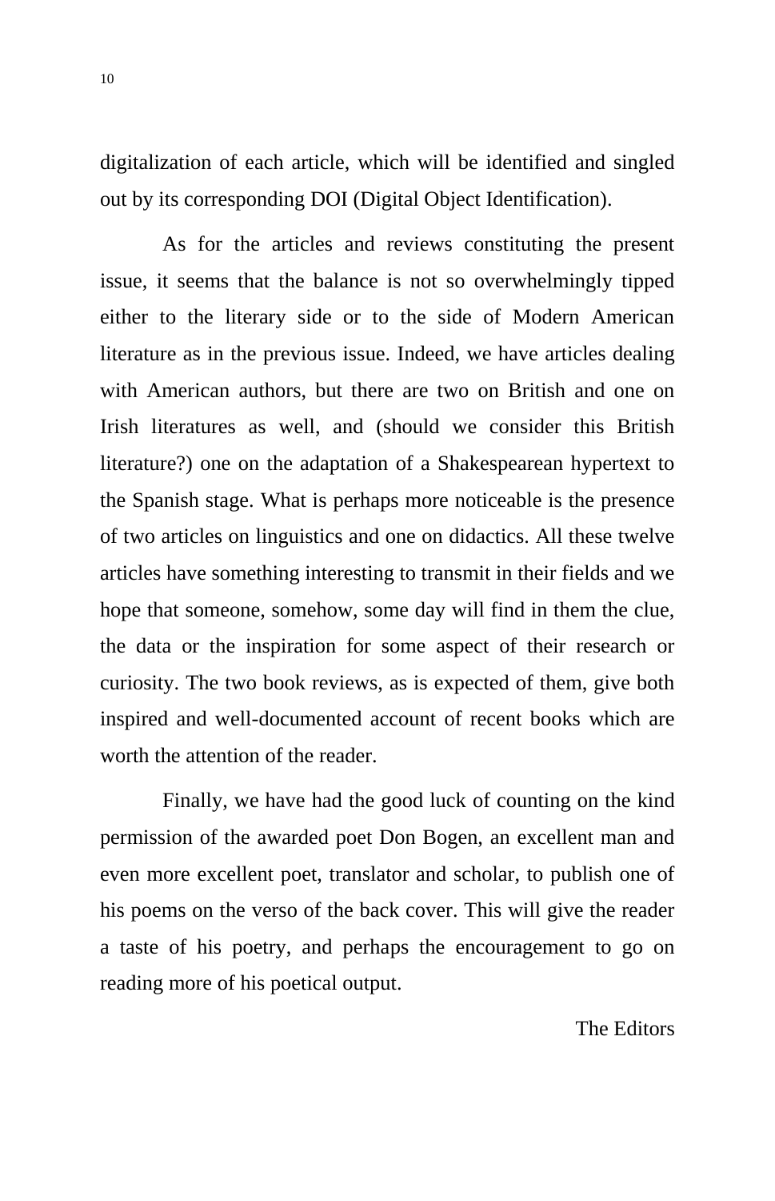digitalization of each article, which will be identified and singled out by its corresponding DOI (Digital Object Identification).

As for the articles and reviews constituting the present issue, it seems that the balance is not so overwhelmingly tipped either to the literary side or to the side of Modern American literature as in the previous issue. Indeed, we have articles dealing with American authors, but there are two on British and one on Irish literatures as well, and (should we consider this British literature?) one on the adaptation of a Shakespearean hypertext to the Spanish stage. What is perhaps more noticeable is the presence of two articles on linguistics and one on didactics. All these twelve articles have something interesting to transmit in their fields and we hope that someone, somehow, some day will find in them the clue, the data or the inspiration for some aspect of their research or curiosity. The two book reviews, as is expected of them, give both inspired and well-documented account of recent books which are worth the attention of the reader.

Finally, we have had the good luck of counting on the kind permission of the awarded poet Don Bogen, an excellent man and even more excellent poet, translator and scholar, to publish one of his poems on the verso of the back cover. This will give the reader a taste of his poetry, and perhaps the encouragement to go on reading more of his poetical output.

The Editors